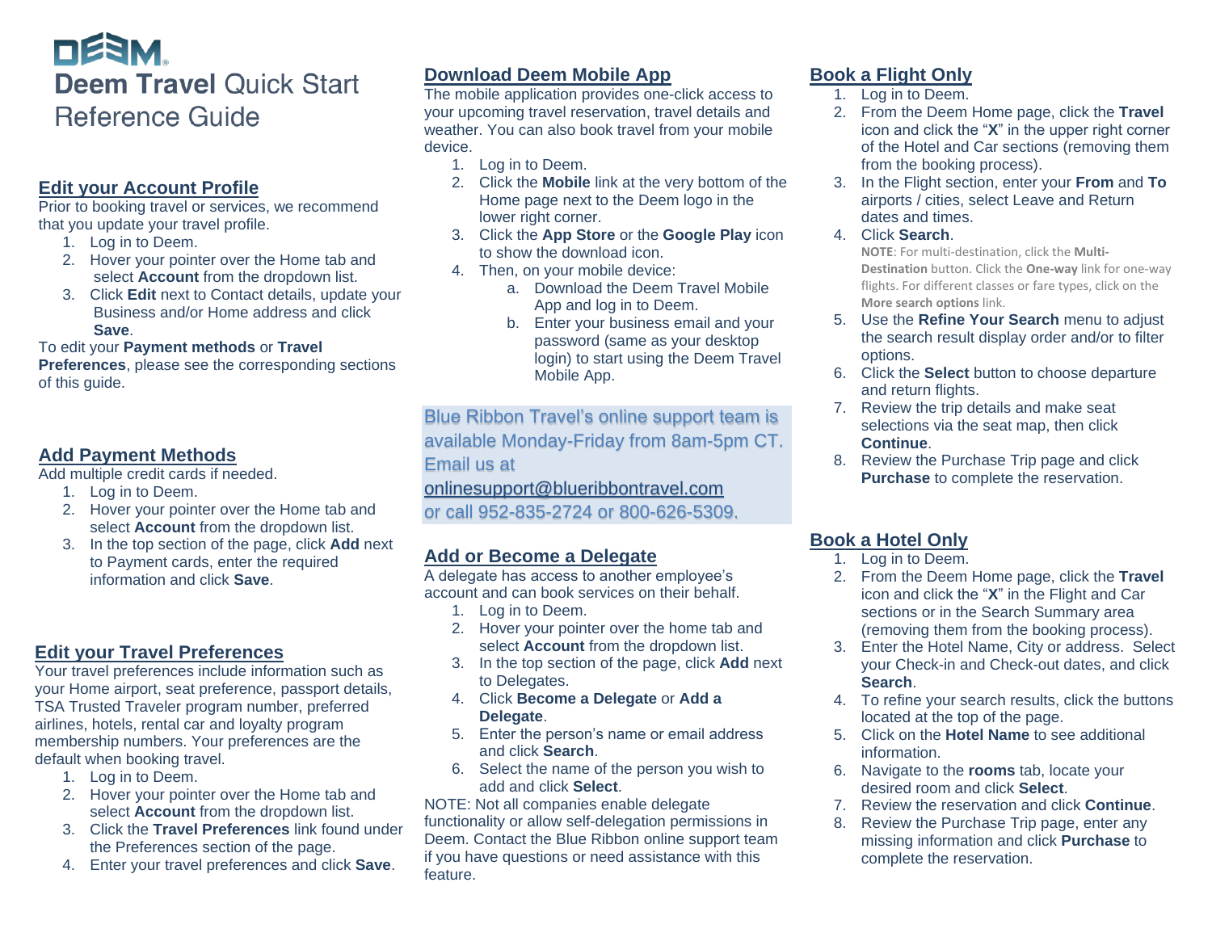# DEEM

# Deem Travel Quick Start Reference Guide

## Edit your Account Profile

Prior to booking travel or services, we recommend that you update your travel profile.

1. Log in to Deem.
2. Hover your pointer over the Home tab and select **Account** from the dropdown list.
3. Click **Edit** next to Contact details, update your Business and/or Home address and click **Save**.

To edit your **Payment methods** or **Travel Preferences**, please see the corresponding sections of this guide.

## Add Payment Methods

Add multiple credit cards if needed.

1. Log in to Deem.
2. Hover your pointer over the Home tab and select **Account** from the dropdown list.
3. In the top section of the page, click **Add** next to Payment cards, enter the required information and click **Save**.

## Edit your Travel Preferences

Your travel preferences include information such as your Home airport, seat preference, passport details, TSA Trusted Traveler program number, preferred airlines, hotels, rental car and loyalty program membership numbers. Your preferences are the default when booking travel.

1. Log in to Deem.
2. Hover your pointer over the Home tab and select **Account** from the dropdown list.
3. Click the **Travel Preferences** link found under the Preferences section of the page.
4. Enter your travel preferences and click **Save**.

## Download Deem Mobile App

The mobile application provides one-click access to your upcoming travel reservation, travel details and weather. You can also book travel from your mobile device.

1. Log in to Deem.
2. Click the **Mobile** link at the very bottom of the Home page next to the Deem logo in the lower right corner.
3. Click the **App Store** or the **Google Play** icon to show the download icon.
4. Then, on your mobile device:
   a. Download the Deem Travel Mobile App and log in to Deem.
   b. Enter your business email and your password (same as your desktop login) to start using the Deem Travel Mobile App.

Blue Ribbon Travel's online support team is available Monday-Friday from 8am-5pm CT. Email us at onlinesupport@blueribbontravel.com or call 952-835-2724 or 800-626-5309.

## Add or Become a Delegate

A delegate has access to another employee's account and can book services on their behalf.

1. Log in to Deem.
2. Hover your pointer over the home tab and select **Account** from the dropdown list.
3. In the top section of the page, click **Add** next to Delegates.
4. Click **Become a Delegate** or **Add a Delegate**.
5. Enter the person's name or email address and click **Search**.
6. Select the name of the person you wish to add and click **Select**.

NOTE: Not all companies enable delegate functionality or allow self-delegation permissions in Deem. Contact the Blue Ribbon online support team if you have questions or need assistance with this feature.

## Book a Flight Only

1. Log in to Deem.
2. From the Deem Home page, click the **Travel** icon and click the "**X**" in the upper right corner of the Hotel and Car sections (removing them from the booking process).
3. In the Flight section, enter your **From** and **To** airports / cities, select Leave and Return dates and times.
4. Click **Search**.
   **NOTE**: For multi-destination, click the **Multi-Destination** button. Click the **One-way** link for one-way flights. For different classes or fare types, click on the **More search options** link.
5. Use the **Refine Your Search** menu to adjust the search result display order and/or to filter options.
6. Click the **Select** button to choose departure and return flights.
7. Review the trip details and make seat selections via the seat map, then click **Continue**.
8. Review the Purchase Trip page and click **Purchase** to complete the reservation.

## Book a Hotel Only

1. Log in to Deem.
2. From the Deem Home page, click the **Travel** icon and click the "**X**" in the Flight and Car sections or in the Search Summary area (removing them from the booking process).
3. Enter the Hotel Name, City or address. Select your Check-in and Check-out dates, and click **Search**.
4. To refine your search results, click the buttons located at the top of the page.
5. Click on the **Hotel Name** to see additional information.
6. Navigate to the **rooms** tab, locate your desired room and click **Select**.
7. Review the reservation and click **Continue**.
8. Review the Purchase Trip page, enter any missing information and click **Purchase** to complete the reservation.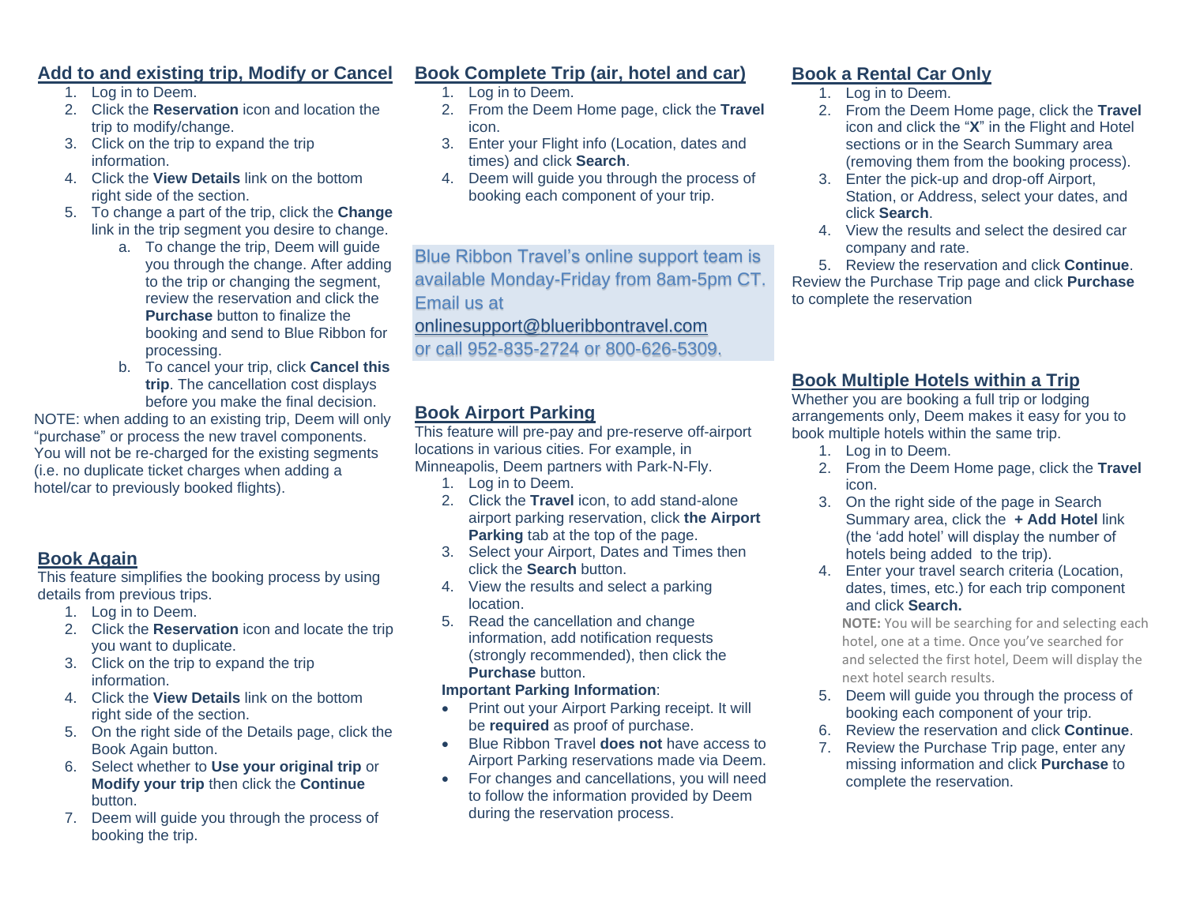## Add to and existing trip, Modify or Cancel

1. Log in to Deem.
2. Click the **Reservation** icon and location the trip to modify/change.
3. Click on the trip to expand the trip information.
4. Click the **View Details** link on the bottom right side of the section.
5. To change a part of the trip, click the **Change** link in the trip segment you desire to change.
   a. To change the trip, Deem will guide you through the change. After adding to the trip or changing the segment, review the reservation and click the **Purchase** button to finalize the booking and send to Blue Ribbon for processing.
   b. To cancel your trip, click **Cancel this trip**. The cancellation cost displays before you make the final decision.

NOTE: when adding to an existing trip, Deem will only "purchase" or process the new travel components. You will not be re-charged for the existing segments (i.e. no duplicate ticket charges when adding a hotel/car to previously booked flights).

## Book Again

This feature simplifies the booking process by using details from previous trips.

1. Log in to Deem.
2. Click the **Reservation** icon and locate the trip you want to duplicate.
3. Click on the trip to expand the trip information.
4. Click the **View Details** link on the bottom right side of the section.
5. On the right side of the Details page, click the Book Again button.
6. Select whether to **Use your original trip** or **Modify your trip** then click the **Continue** button.
7. Deem will guide you through the process of booking the trip.

## Book Complete Trip (air, hotel and car)

1. Log in to Deem.
2. From the Deem Home page, click the **Travel** icon.
3. Enter your Flight info (Location, dates and times) and click **Search**.
4. Deem will guide you through the process of booking each component of your trip.

Blue Ribbon Travel's online support team is available Monday-Friday from 8am-5pm CT. Email us at onlinesupport@blueribbontravel.com or call 952-835-2724 or 800-626-5309.

## Book Airport Parking

This feature will pre-pay and pre-reserve off-airport locations in various cities. For example, in Minneapolis, Deem partners with Park-N-Fly.

1. Log in to Deem.
2. Click the **Travel** icon, to add stand-alone airport parking reservation, click **the Airport Parking** tab at the top of the page.
3. Select your Airport, Dates and Times then click the **Search** button.
4. View the results and select a parking location.
5. Read the cancellation and change information, add notification requests (strongly recommended), then click the **Purchase** button.

**Important Parking Information**:

- Print out your Airport Parking receipt. It will be **required** as proof of purchase.
- Blue Ribbon Travel **does not** have access to Airport Parking reservations made via Deem.
- For changes and cancellations, you will need to follow the information provided by Deem during the reservation process.

## Book a Rental Car Only

1. Log in to Deem.
2. From the Deem Home page, click the **Travel** icon and click the "**X**" in the Flight and Hotel sections or in the Search Summary area (removing them from the booking process).
3. Enter the pick-up and drop-off Airport, Station, or Address, select your dates, and click **Search**.
4. View the results and select the desired car company and rate.
5. Review the reservation and click **Continue**.

Review the Purchase Trip page and click **Purchase** to complete the reservation

## Book Multiple Hotels within a Trip

Whether you are booking a full trip or lodging arrangements only, Deem makes it easy for you to book multiple hotels within the same trip.

1. Log in to Deem.
2. From the Deem Home page, click the **Travel** icon.
3. On the right side of the page in Search Summary area, click the **+ Add Hotel** link (the 'add hotel' will display the number of hotels being added to the trip).
4. Enter your travel search criteria (Location, dates, times, etc.) for each trip component and click **Search.**

   **NOTE:** You will be searching for and selecting each hotel, one at a time. Once you've searched for and selected the first hotel, Deem will display the next hotel search results.
5. Deem will guide you through the process of booking each component of your trip.
6. Review the reservation and click **Continue**.
7. Review the Purchase Trip page, enter any missing information and click **Purchase** to complete the reservation.